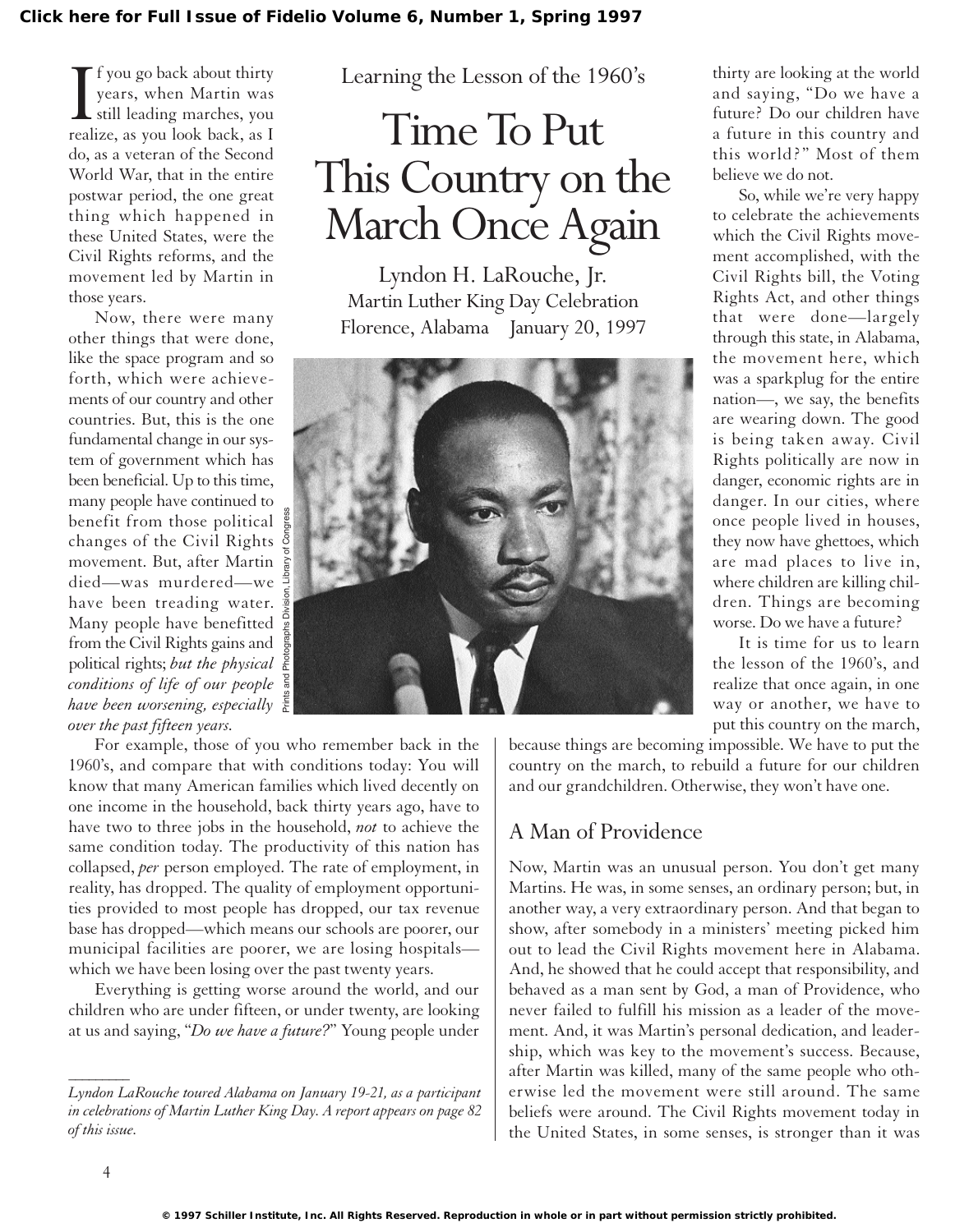Learning the Lesson of the 1960's

# Time To Put This Country on the March Once Again

Lyndon H. LaRouche, Jr.
Martin Luther King Day Celebration
Florence, Alabama January 20, 1997

If you go back about thirty years, when Martin was still leading marches, you realize, as you look back, as I do, as a veteran of the Second World War, that in the entire postwar period, the one great thing which happened in these United States, were the Civil Rights reforms, and the movement led by Martin in those years.

Now, there were many other things that were done, like the space program and so forth, which were achievements of our country and other countries. But, this is the one fundamental change in our system of government which has been beneficial. Up to this time, many people have continued to benefit from those political changes of the Civil Rights movement. But, after Martin died—was murdered—we have been treading water. Many people have benefitted from the Civil Rights gains and political rights; *but the physical conditions of life of our people have been worsening, especially over the past fifteen years.*

For example, those of you who remember back in the 1960's, and compare that with conditions today: You will know that many American families which lived decently on one income in the household, back thirty years ago, have to have two to three jobs in the household, *not* to achieve the same condition today. The productivity of this nation has collapsed, *per* person employed. The rate of employment, in reality, has dropped. The quality of employment opportunities provided to most people has dropped, our tax revenue base has dropped—which means our schools are poorer, our municipal facilities are poorer, we are losing hospitals—which we have been losing over the past twenty years.

Everything is getting worse around the world, and our children who are under fifteen, or under twenty, are looking at us and saying, "*Do we have a future?*" Young people under thirty are looking at the world and saying, "Do we have a future? Do our children have a future in this country and this world?" Most of them believe we do not.

So, while we're very happy to celebrate the achievements which the Civil Rights movement accomplished, with the Civil Rights bill, the Voting Rights Act, and other things that were done—largely through this state, in Alabama, the movement here, which was a sparkplug for the entire nation—, we say, the benefits are wearing down. The good is being taken away. Civil Rights politically are now in danger, economic rights are in danger. In our cities, where once people lived in houses, they now have ghettoes, which are mad places to live in, where children are killing children. Things are becoming worse. Do we have a future?

It is time for us to learn the lesson of the 1960's, and realize that once again, in one way or another, we have to put this country on the march, because things are becoming impossible. We have to put the country on the march, to rebuild a future for our children and our grandchildren. Otherwise, they won't have one.

## A Man of Providence

Now, Martin was an unusual person. You don't get many Martins. He was, in some senses, an ordinary person; but, in another way, a very extraordinary person. And that began to show, after somebody in a ministers' meeting picked him out to lead the Civil Rights movement here in Alabama. And, he showed that he could accept that responsibility, and behaved as a man sent by God, a man of Providence, who never failed to fulfill his mission as a leader of the movement. And, it was Martin's personal dedication, and leadership, which was key to the movement's success. Because, after Martin was killed, many of the same people who otherwise led the movement were still around. The same beliefs were around. The Civil Rights movement today in the United States, in some senses, is stronger than it was

---

*Lyndon LaRouche toured Alabama on January 19-21, as a participant in celebrations of Martin Luther King Day. A report appears on page 82 of this issue.*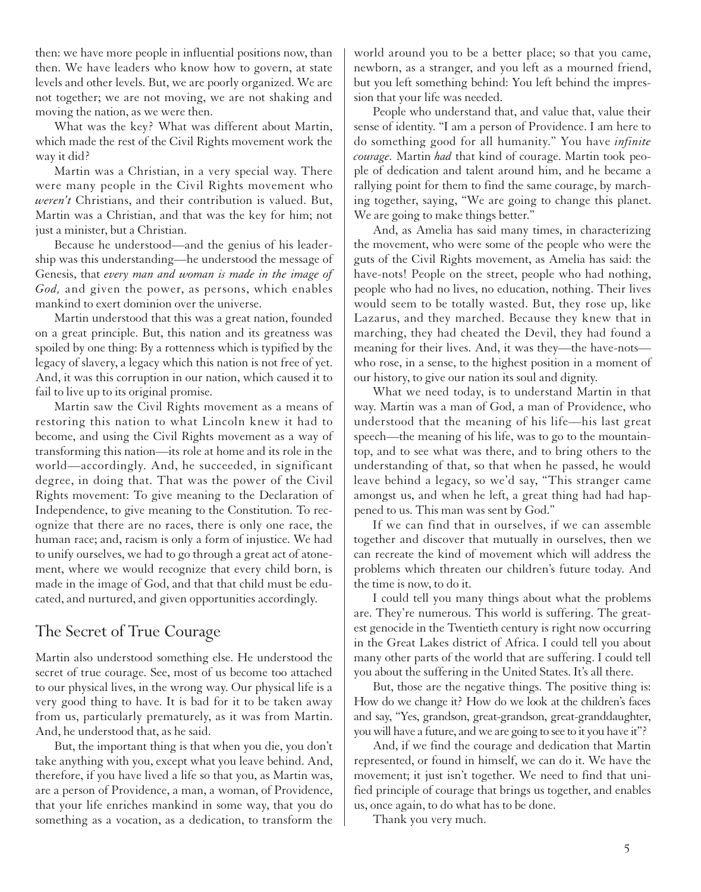then: we have more people in influential positions now, than then. We have leaders who know how to govern, at state levels and other levels. But, we are poorly organized. We are not together; we are not moving, we are not shaking and moving the nation, as we were then.

What was the key? What was different about Martin, which made the rest of the Civil Rights movement work the way it did?

Martin was a Christian, in a very special way. There were many people in the Civil Rights movement who *weren't* Christians, and their contribution is valued. But, Martin was a Christian, and that was the key for him; not just a minister, but a Christian.

Because he understood—and the genius of his leadership was this understanding—he understood the message of Genesis, that *every man and woman is made in the image of God,* and given the power, as persons, which enables mankind to exert dominion over the universe.

Martin understood that this was a great nation, founded on a great principle. But, this nation and its greatness was spoiled by one thing: By a rottenness which is typified by the legacy of slavery, a legacy which this nation is not free of yet. And, it was this corruption in our nation, which caused it to fail to live up to its original promise.

Martin saw the Civil Rights movement as a means of restoring this nation to what Lincoln knew it had to become, and using the Civil Rights movement as a way of transforming this nation—its role at home and its role in the world—accordingly. And, he succeeded, in significant degree, in doing that. That was the power of the Civil Rights movement: To give meaning to the Declaration of Independence, to give meaning to the Constitution. To recognize that there are no races, there is only one race, the human race; and, racism is only a form of injustice. We had to unify ourselves, we had to go through a great act of atonement, where we would recognize that every child born, is made in the image of God, and that that child must be educated, and nurtured, and given opportunities accordingly.

## The Secret of True Courage

Martin also understood something else. He understood the secret of true courage. See, most of us become too attached to our physical lives, in the wrong way. Our physical life is a very good thing to have. It is bad for it to be taken away from us, particularly prematurely, as it was from Martin. And, he understood that, as he said.

But, the important thing is that when you die, you don't take anything with you, except what you leave behind. And, therefore, if you have lived a life so that you, as Martin was, are a person of Providence, a man, a woman, of Providence, that your life enriches mankind in some way, that you do something as a vocation, as a dedication, to transform the world around you to be a better place; so that you came, newborn, as a stranger, and you left as a mourned friend, but you left something behind: You left behind the impression that your life was needed.

People who understand that, and value that, value their sense of identity. "I am a person of Providence. I am here to do something good for all humanity." You have *infinite courage.* Martin *had* that kind of courage. Martin took people of dedication and talent around him, and he became a rallying point for them to find the same courage, by marching together, saying, "We are going to change this planet. We are going to make things better."

And, as Amelia has said many times, in characterizing the movement, who were some of the people who were the guts of the Civil Rights movement, as Amelia has said: the have-nots! People on the street, people who had nothing, people who had no lives, no education, nothing. Their lives would seem to be totally wasted. But, they rose up, like Lazarus, and they marched. Because they knew that in marching, they had cheated the Devil, they had found a meaning for their lives. And, it was they—the have-nots—who rose, in a sense, to the highest position in a moment of our history, to give our nation its soul and dignity.

What we need today, is to understand Martin in that way. Martin was a man of God, a man of Providence, who understood that the meaning of his life—his last great speech—the meaning of his life, was to go to the mountaintop, and to see what was there, and to bring others to the understanding of that, so that when he passed, he would leave behind a legacy, so we'd say, "This stranger came amongst us, and when he left, a great thing had had happened to us. This man was sent by God."

If we can find that in ourselves, if we can assemble together and discover that mutually in ourselves, then we can recreate the kind of movement which will address the problems which threaten our children's future today. And the time is now, to do it.

I could tell you many things about what the problems are. They're numerous. This world is suffering. The greatest genocide in the Twentieth century is right now occurring in the Great Lakes district of Africa. I could tell you about many other parts of the world that are suffering. I could tell you about the suffering in the United States. It's all there.

But, those are the negative things. The positive thing is: How do we change it? How do we look at the children's faces and say, "Yes, grandson, great-grandson, great-granddaughter, you will have a future, and we are going to see to it you have it"?

And, if we find the courage and dedication that Martin represented, or found in himself, we can do it. We have the movement; it just isn't together. We need to find that unified principle of courage that brings us together, and enables us, once again, to do what has to be done.

Thank you very much.